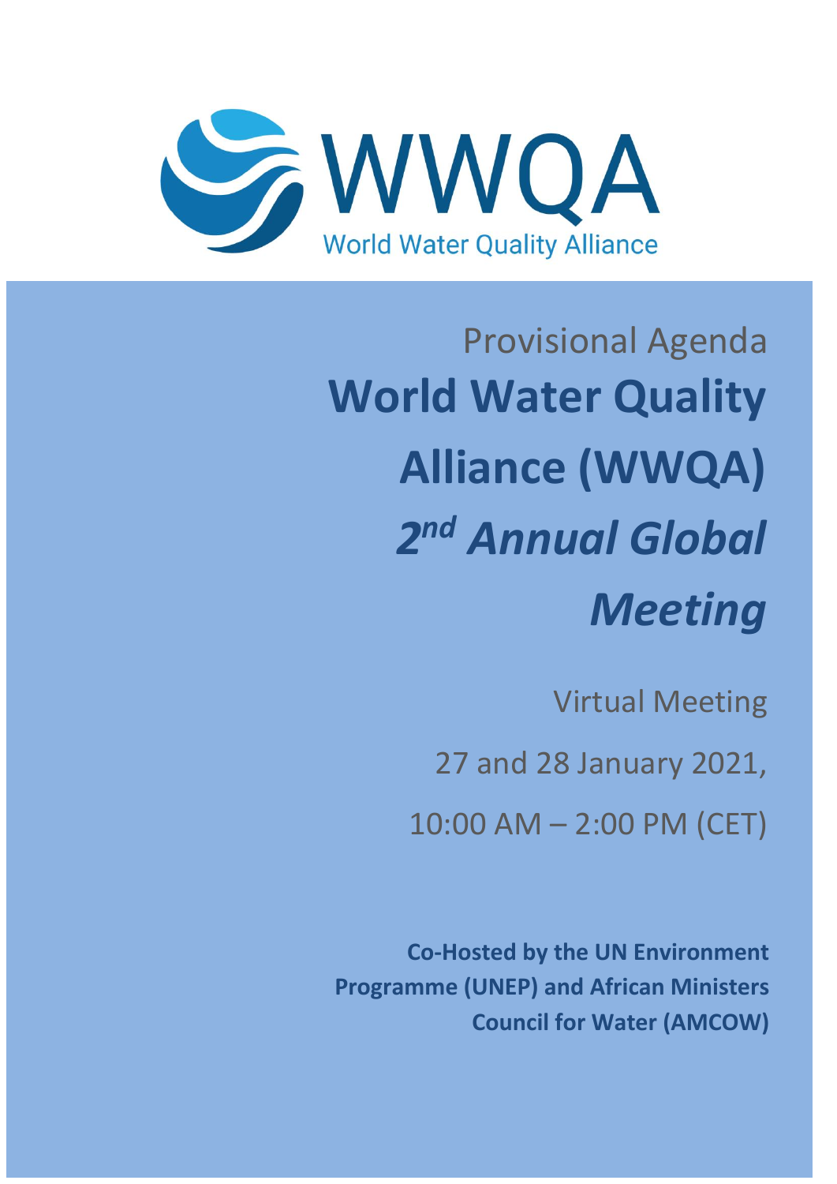WWQA

World Water Quality Alliance

Provisional Agenda

# World Water Quality Alliance (WWQA)

# *2nd Annual Global Meeting*

Virtual Meeting

27 and 28 January 2021,

10:00 AM – 2:00 PM (CET)

**Co-Hosted by the UN Environment Programme (UNEP) and African Ministers Council for Water (AMCOW)**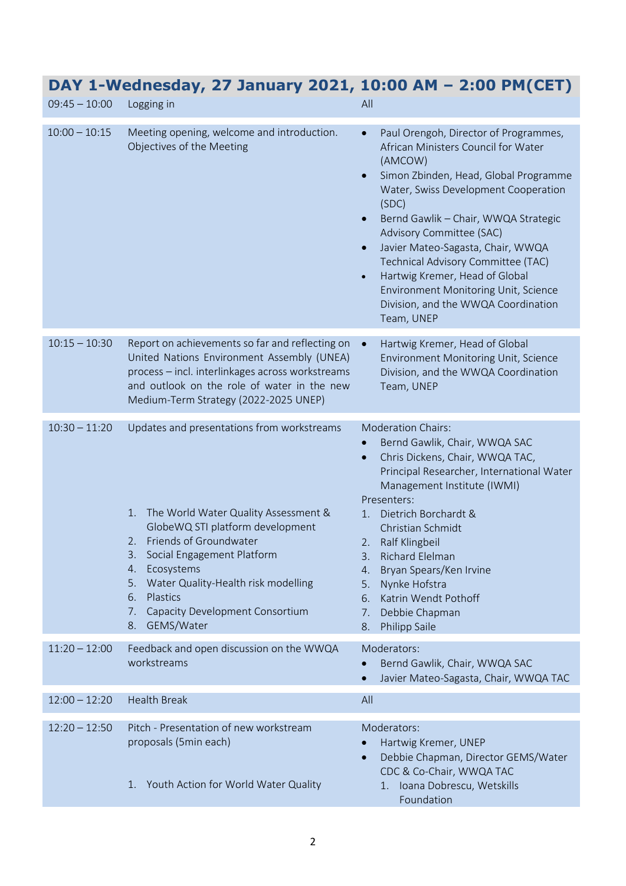## DAY 1-Wednesday, 27 January 2021, 10:00 AM – 2:00 PM(CET)

| Time | Session | Participants |
|---|---|---|
| 09:45 – 10:00 | Logging in | All |
| 10:00 – 10:15 | Meeting opening, welcome and introduction. Objectives of the Meeting | • Paul Orengoh, Director of Programmes, African Ministers Council for Water (AMCOW)<br>• Simon Zbinden, Head, Global Programme Water, Swiss Development Cooperation (SDC)<br>• Bernd Gawlik – Chair, WWQA Strategic Advisory Committee (SAC)<br>• Javier Mateo-Sagasta, Chair, WWQA Technical Advisory Committee (TAC)<br>• Hartwig Kremer, Head of Global Environment Monitoring Unit, Science Division, and the WWQA Coordination Team, UNEP |
| 10:15 – 10:30 | Report on achievements so far and reflecting on United Nations Environment Assembly (UNEA) process – incl. interlinkages across workstreams and outlook on the role of water in the new Medium-Term Strategy (2022-2025 UNEP) | • Hartwig Kremer, Head of Global Environment Monitoring Unit, Science Division, and the WWQA Coordination Team, UNEP |
| 10:30 – 11:20 | Updates and presentations from workstreams<br><br>1. The World Water Quality Assessment & GlobeWQ STI platform development<br>2. Friends of Groundwater<br>3. Social Engagement Platform<br>4. Ecosystems<br>5. Water Quality-Health risk modelling<br>6. Plastics<br>7. Capacity Development Consortium<br>8. GEMS/Water | Moderation Chairs:<br>• Bernd Gawlik, Chair, WWQA SAC<br>• Chris Dickens, Chair, WWQA TAC, Principal Researcher, International Water Management Institute (IWMI)<br>Presenters:<br>1. Dietrich Borchardt & Christian Schmidt<br>2. Ralf Klingbeil<br>3. Richard Elelman<br>4. Bryan Spears/Ken Irvine<br>5. Nynke Hofstra<br>6. Katrin Wendt Pothoff<br>7. Debbie Chapman<br>8. Philipp Saile |
| 11:20 – 12:00 | Feedback and open discussion on the WWQA workstreams | Moderators:<br>• Bernd Gawlik, Chair, WWQA SAC<br>• Javier Mateo-Sagasta, Chair, WWQA TAC |
| 12:00 – 12:20 | Health Break | All |
| 12:20 – 12:50 | Pitch - Presentation of new workstream proposals (5min each)<br><br>1. Youth Action for World Water Quality | Moderators:<br>• Hartwig Kremer, UNEP<br>• Debbie Chapman, Director GEMS/Water CDC & Co-Chair, WWQA TAC<br>1. Ioana Dobrescu, Wetskills Foundation |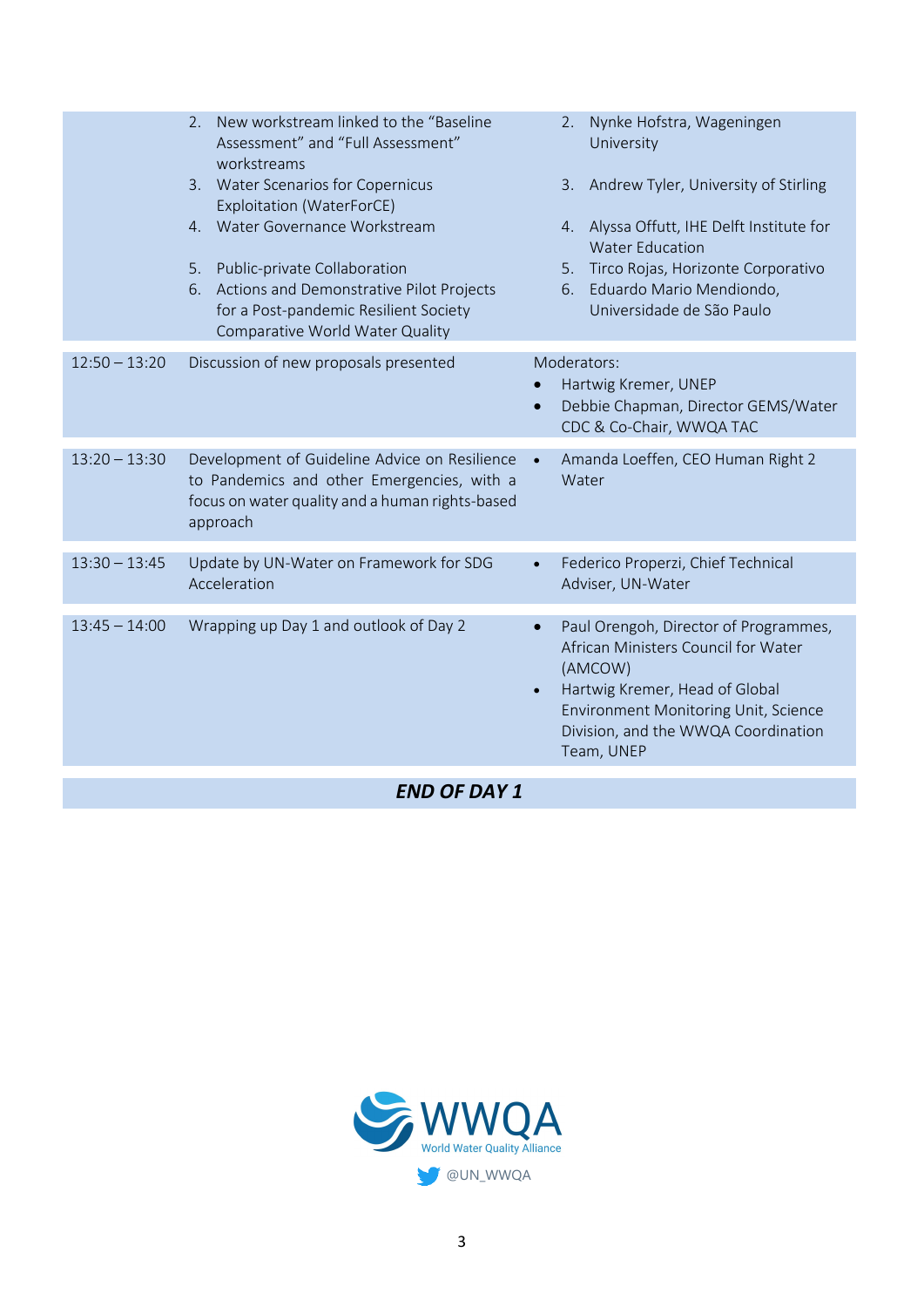| | | |
|---|---|---|
| | 2. New workstream linked to the "Baseline Assessment" and "Full Assessment" workstreams<br>3. Water Scenarios for Copernicus Exploitation (WaterForCE)<br>4. Water Governance Workstream<br>5. Public-private Collaboration<br>6. Actions and Demonstrative Pilot Projects for a Post-pandemic Resilient Society Comparative World Water Quality | 2. Nynke Hofstra, Wageningen University<br>3. Andrew Tyler, University of Stirling<br>4. Alyssa Offutt, IHE Delft Institute for Water Education<br>5. Tirco Rojas, Horizonte Corporativo<br>6. Eduardo Mario Mendiondo, Universidade de São Paulo |
| 12:50 – 13:20 | Discussion of new proposals presented | Moderators:<br>• Hartwig Kremer, UNEP<br>• Debbie Chapman, Director GEMS/Water CDC & Co-Chair, WWQA TAC |
| 13:20 – 13:30 | Development of Guideline Advice on Resilience to Pandemics and other Emergencies, with a focus on water quality and a human rights-based approach | • Amanda Loeffen, CEO Human Right 2 Water |
| 13:30 – 13:45 | Update by UN-Water on Framework for SDG Acceleration | • Federico Properzi, Chief Technical Adviser, UN-Water |
| 13:45 – 14:00 | Wrapping up Day 1 and outlook of Day 2 | • Paul Orengoh, Director of Programmes, African Ministers Council for Water (AMCOW)<br>• Hartwig Kremer, Head of Global Environment Monitoring Unit, Science Division, and the WWQA Coordination Team, UNEP |

***END OF DAY 1***

WWQA
World Water Quality Alliance
@UN_WWQA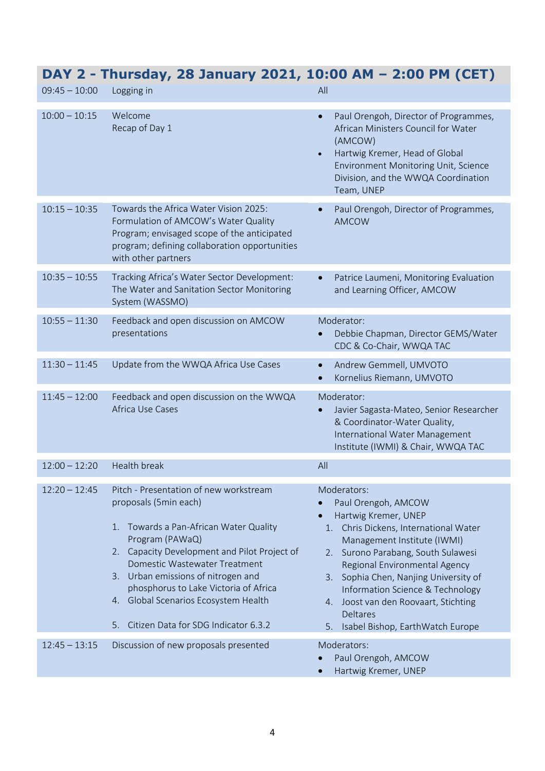## DAY 2 - Thursday, 28 January 2021, 10:00 AM – 2:00 PM (CET)

| Time | Session | Speakers |
|---|---|---|
| 09:45 – 10:00 | Logging in | All |
| 10:00 – 10:15 | Welcome<br>Recap of Day 1 | • Paul Orengoh, Director of Programmes, African Ministers Council for Water (AMCOW)<br>• Hartwig Kremer, Head of Global Environment Monitoring Unit, Science Division, and the WWQA Coordination Team, UNEP |
| 10:15 – 10:35 | Towards the Africa Water Vision 2025: Formulation of AMCOW's Water Quality Program; envisaged scope of the anticipated program; defining collaboration opportunities with other partners | • Paul Orengoh, Director of Programmes, AMCOW |
| 10:35 – 10:55 | Tracking Africa's Water Sector Development: The Water and Sanitation Sector Monitoring System (WASSMO) | • Patrice Laumeni, Monitoring Evaluation and Learning Officer, AMCOW |
| 10:55 – 11:30 | Feedback and open discussion on AMCOW presentations | Moderator:<br>• Debbie Chapman, Director GEMS/Water CDC & Co-Chair, WWQA TAC |
| 11:30 – 11:45 | Update from the WWQA Africa Use Cases | • Andrew Gemmell, UMVOTO<br>• Kornelius Riemann, UMVOTO |
| 11:45 – 12:00 | Feedback and open discussion on the WWQA Africa Use Cases | Moderator:<br>• Javier Sagasta-Mateo, Senior Researcher & Coordinator-Water Quality, International Water Management Institute (IWMI) & Chair, WWQA TAC |
| 12:00 – 12:20 | Health break | All |
| 12:20 – 12:45 | Pitch - Presentation of new workstream proposals (5min each)<br>1. Towards a Pan-African Water Quality Program (PAWaQ)<br>2. Capacity Development and Pilot Project of Domestic Wastewater Treatment<br>3. Urban emissions of nitrogen and phosphorus to Lake Victoria of Africa<br>4. Global Scenarios Ecosystem Health<br>5. Citizen Data for SDG Indicator 6.3.2 | Moderators:<br>• Paul Orengoh, AMCOW<br>• Hartwig Kremer, UNEP<br>1. Chris Dickens, International Water Management Institute (IWMI)<br>2. Surono Parabang, South Sulawesi Regional Environmental Agency<br>3. Sophia Chen, Nanjing University of Information Science & Technology<br>4. Joost van den Roovaart, Stichting Deltares<br>5. Isabel Bishop, EarthWatch Europe |
| 12:45 – 13:15 | Discussion of new proposals presented | Moderators:<br>• Paul Orengoh, AMCOW<br>• Hartwig Kremer, UNEP |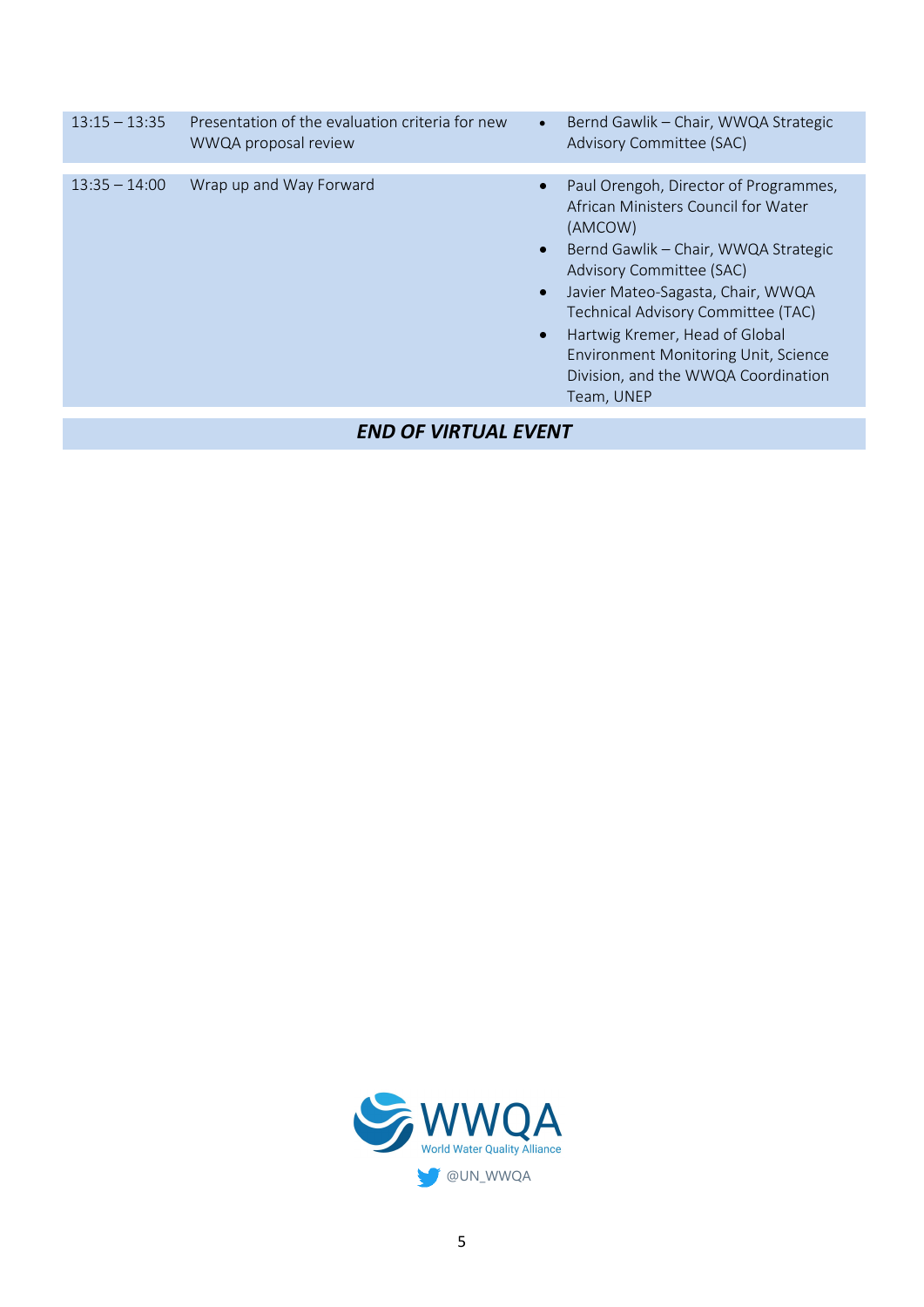| | | |
|---|---|---|
| 13:15 – 13:35 | Presentation of the evaluation criteria for new WWQA proposal review | • Bernd Gawlik – Chair, WWQA Strategic Advisory Committee (SAC) |
| 13:35 – 14:00 | Wrap up and Way Forward | • Paul Orengoh, Director of Programmes, African Ministers Council for Water (AMCOW)<br>• Bernd Gawlik – Chair, WWQA Strategic Advisory Committee (SAC)<br>• Javier Mateo-Sagasta, Chair, WWQA Technical Advisory Committee (TAC)<br>• Hartwig Kremer, Head of Global Environment Monitoring Unit, Science Division, and the WWQA Coordination Team, UNEP |

***END OF VIRTUAL EVENT***

WWQA
World Water Quality Alliance

@UN_WWQA